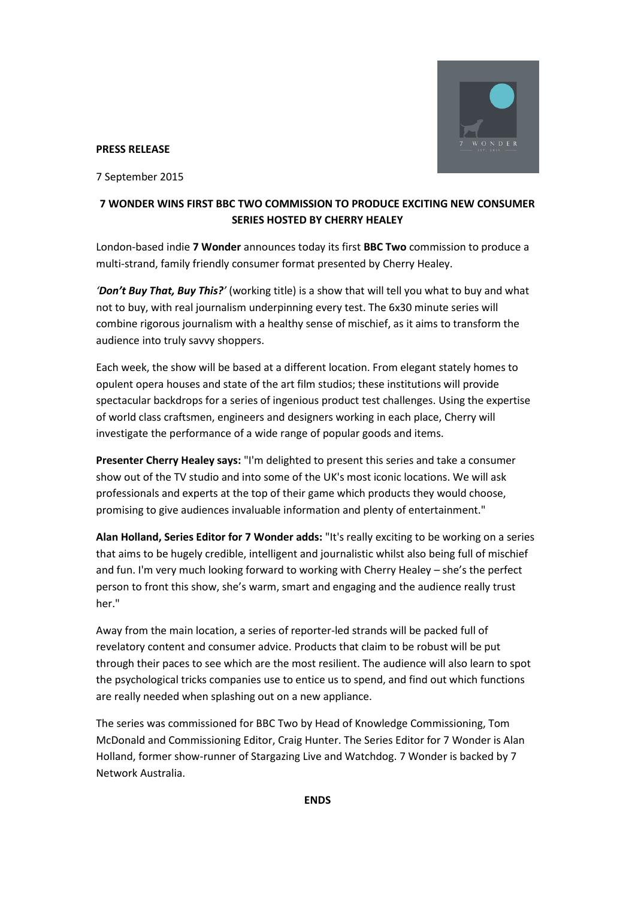**PRESS RELEASE**

7 September 2015

# 7 WONDER WINS FIRST BBC TWO COMMISSION TO PRODUCE EXCITING NEW CONSUMER SERIES HOSTED BY CHERRY HEALEY

London-based indie **7 Wonder** announces today its first **BBC Two** commission to produce a multi-strand, family friendly consumer format presented by Cherry Healey.

*'**Don't Buy That, Buy This?**'* (working title) is a show that will tell you what to buy and what not to buy, with real journalism underpinning every test. The 6x30 minute series will combine rigorous journalism with a healthy sense of mischief, as it aims to transform the audience into truly savvy shoppers.

Each week, the show will be based at a different location. From elegant stately homes to opulent opera houses and state of the art film studios; these institutions will provide spectacular backdrops for a series of ingenious product test challenges. Using the expertise of world class craftsmen, engineers and designers working in each place, Cherry will investigate the performance of a wide range of popular goods and items.

**Presenter Cherry Healey says:** "I'm delighted to present this series and take a consumer show out of the TV studio and into some of the UK's most iconic locations. We will ask professionals and experts at the top of their game which products they would choose, promising to give audiences invaluable information and plenty of entertainment."

**Alan Holland, Series Editor for 7 Wonder adds:** "It's really exciting to be working on a series that aims to be hugely credible, intelligent and journalistic whilst also being full of mischief and fun. I'm very much looking forward to working with Cherry Healey – she's the perfect person to front this show, she's warm, smart and engaging and the audience really trust her."

Away from the main location, a series of reporter-led strands will be packed full of revelatory content and consumer advice. Products that claim to be robust will be put through their paces to see which are the most resilient. The audience will also learn to spot the psychological tricks companies use to entice us to spend, and find out which functions are really needed when splashing out on a new appliance.

The series was commissioned for BBC Two by Head of Knowledge Commissioning, Tom McDonald and Commissioning Editor, Craig Hunter. The Series Editor for 7 Wonder is Alan Holland, former show-runner of Stargazing Live and Watchdog. 7 Wonder is backed by 7 Network Australia.

**ENDS**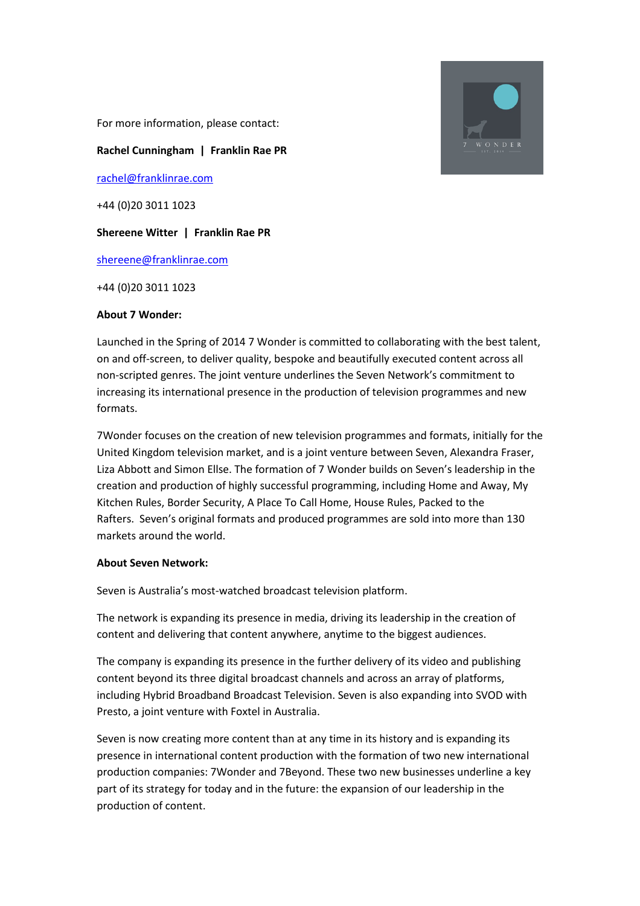For more information, please contact:

**Rachel Cunningham | Franklin Rae PR**

rachel@franklinrae.com

+44 (0)20 3011 1023

**Shereene Witter | Franklin Rae PR**

shereene@franklinrae.com

+44 (0)20 3011 1023

**About 7 Wonder:**

Launched in the Spring of 2014 7 Wonder is committed to collaborating with the best talent, on and off-screen, to deliver quality, bespoke and beautifully executed content across all non-scripted genres. The joint venture underlines the Seven Network's commitment to increasing its international presence in the production of television programmes and new formats.

7Wonder focuses on the creation of new television programmes and formats, initially for the United Kingdom television market, and is a joint venture between Seven, Alexandra Fraser, Liza Abbott and Simon Ellse. The formation of 7 Wonder builds on Seven's leadership in the creation and production of highly successful programming, including Home and Away, My Kitchen Rules, Border Security, A Place To Call Home, House Rules, Packed to the Rafters. Seven's original formats and produced programmes are sold into more than 130 markets around the world.

**About Seven Network:**

Seven is Australia's most-watched broadcast television platform.

The network is expanding its presence in media, driving its leadership in the creation of content and delivering that content anywhere, anytime to the biggest audiences.

The company is expanding its presence in the further delivery of its video and publishing content beyond its three digital broadcast channels and across an array of platforms, including Hybrid Broadband Broadcast Television. Seven is also expanding into SVOD with Presto, a joint venture with Foxtel in Australia.

Seven is now creating more content than at any time in its history and is expanding its presence in international content production with the formation of two new international production companies: 7Wonder and 7Beyond. These two new businesses underline a key part of its strategy for today and in the future: the expansion of our leadership in the production of content.